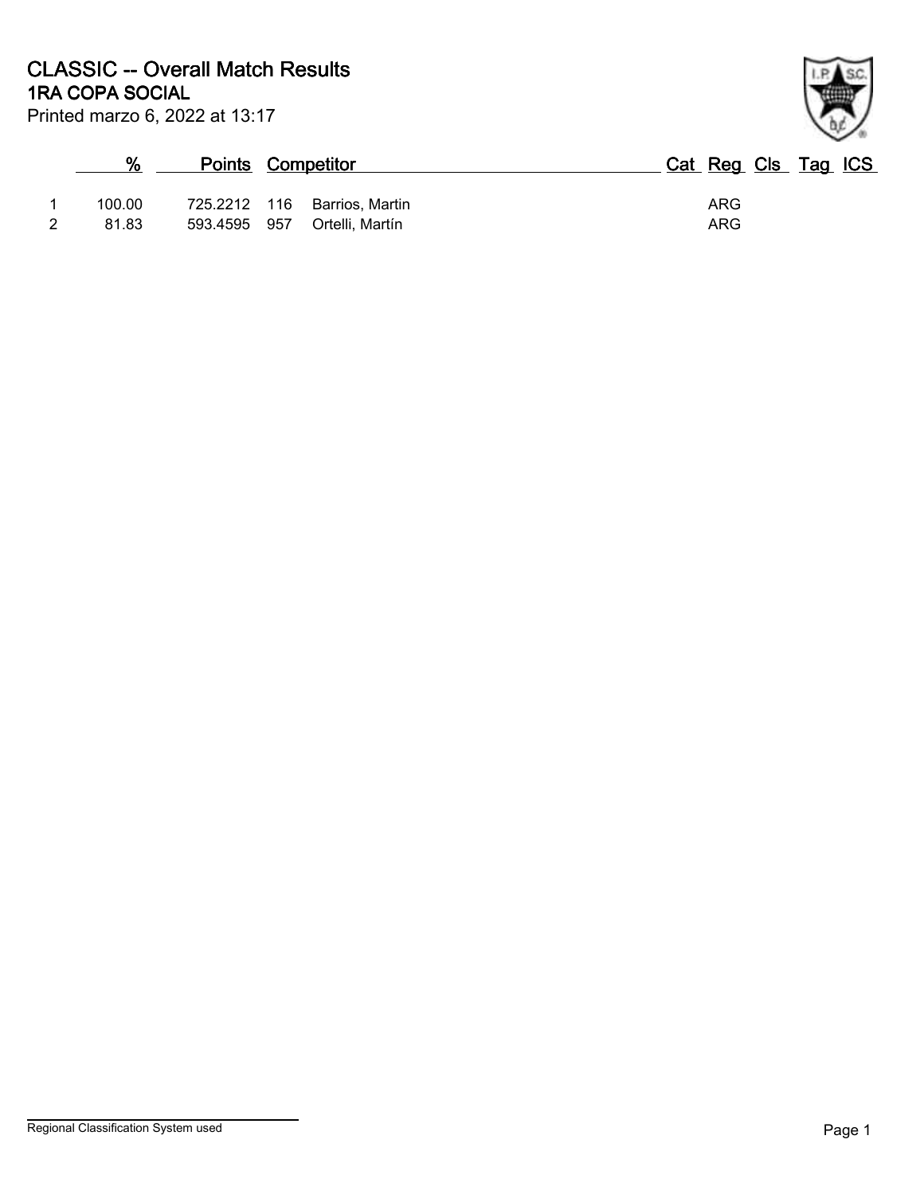# CLASSIC -- Overall Match Results
## 1RA COPA SOCIAL

Printed marzo 6, 2022 at 13:17

| | % | Points | | Competitor | Cat | Reg | Cls | Tag | ICS |
|---|---|---|---|---|---|---|---|---|---|
| 1 | 100.00 | 725.2212 | 116 | Barrios, Martin | | ARG | | | |
| 2 | 81.83 | 593.4595 | 957 | Ortelli, Martín | | ARG | | | |

Regional Classification System used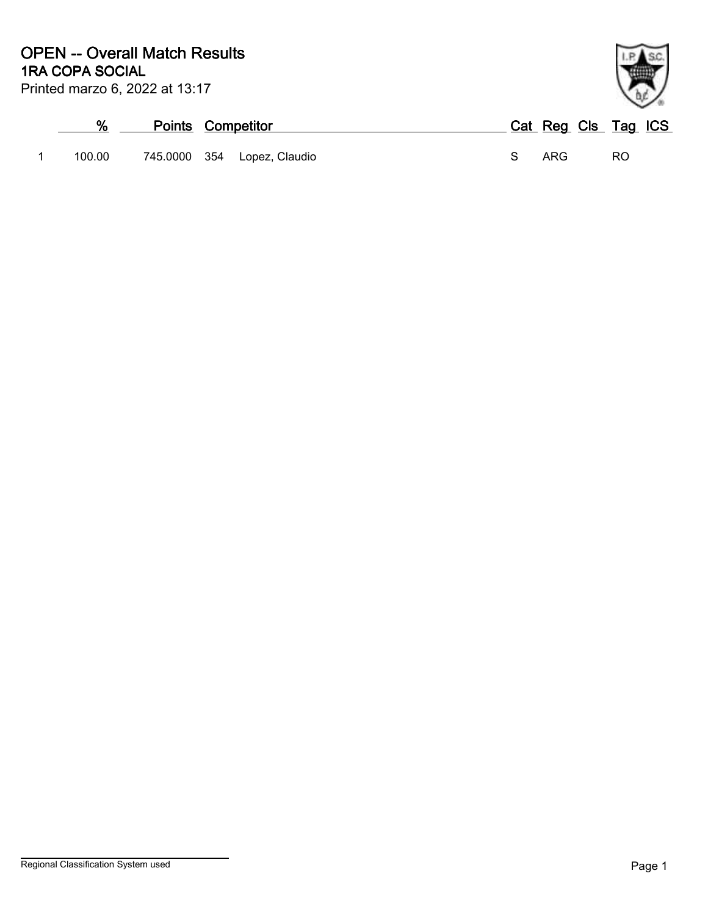# OPEN -- Overall Match Results

## 1RA COPA SOCIAL

Printed marzo 6, 2022 at 13:17

| | % | Points | Competitor | | Cat | Reg | Cls | Tag | ICS |
|---|---|---|---|---|---|---|---|---|---|
| 1 | 100.00 | 745.0000 | 354 | Lopez, Claudio | S | ARG | | RO | |

Regional Classification System used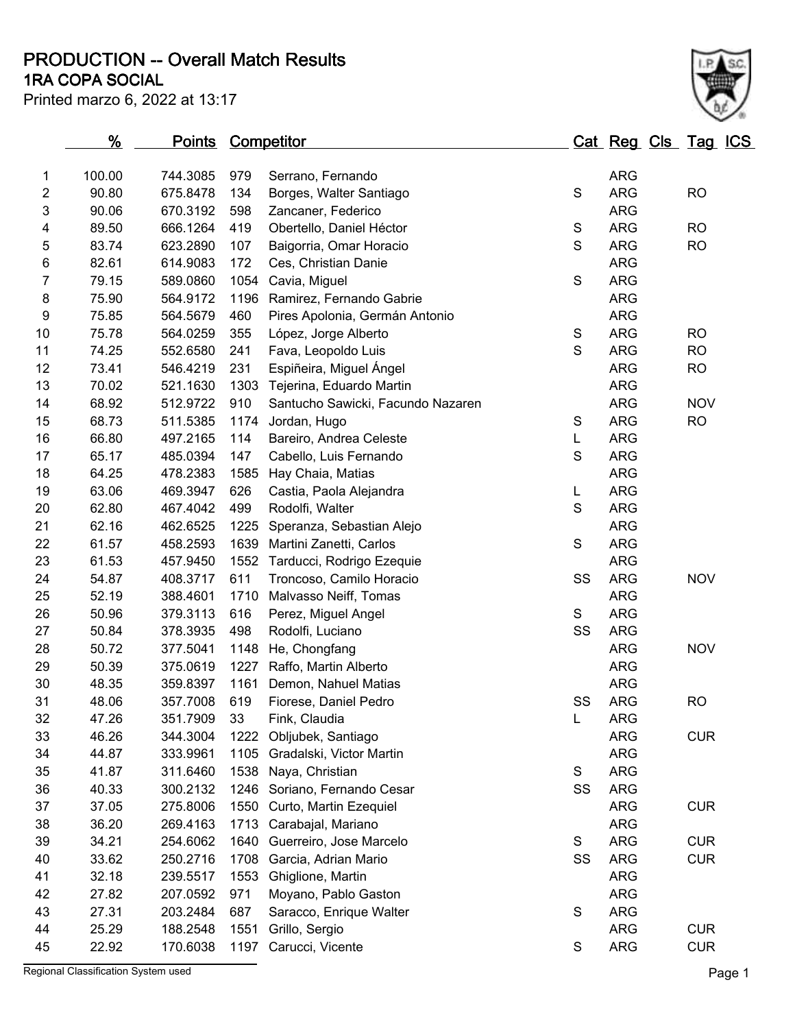# PRODUCTION -- Overall Match Results

## 1RA COPA SOCIAL

Printed marzo 6, 2022 at 13:17

| | % | Points | Competitor | | Cat | Reg | Cls | Tag | ICS |
|---|---|---|---|---|---|---|---|---|---|
| 1 | 100.00 | 744.3085 | 979 | Serrano, Fernando | | ARG | | | |
| 2 | 90.80 | 675.8478 | 134 | Borges, Walter Santiago | S | ARG | | RO | |
| 3 | 90.06 | 670.3192 | 598 | Zancaner, Federico | | ARG | | | |
| 4 | 89.50 | 666.1264 | 419 | Obertello, Daniel Héctor | S | ARG | | RO | |
| 5 | 83.74 | 623.2890 | 107 | Baigorria, Omar Horacio | S | ARG | | RO | |
| 6 | 82.61 | 614.9083 | 172 | Ces, Christian Danie | | ARG | | | |
| 7 | 79.15 | 589.0860 | 1054 | Cavia, Miguel | S | ARG | | | |
| 8 | 75.90 | 564.9172 | 1196 | Ramirez, Fernando Gabrie | | ARG | | | |
| 9 | 75.85 | 564.5679 | 460 | Pires Apolonia, Germán Antonio | | ARG | | | |
| 10 | 75.78 | 564.0259 | 355 | López, Jorge Alberto | S | ARG | | RO | |
| 11 | 74.25 | 552.6580 | 241 | Fava, Leopoldo Luis | S | ARG | | RO | |
| 12 | 73.41 | 546.4219 | 231 | Espiñeira, Miguel Ángel | | ARG | | RO | |
| 13 | 70.02 | 521.1630 | 1303 | Tejerina, Eduardo Martin | | ARG | | | |
| 14 | 68.92 | 512.9722 | 910 | Santucho Sawicki, Facundo Nazaren | | ARG | | NOV | |
| 15 | 68.73 | 511.5385 | 1174 | Jordan, Hugo | S | ARG | | RO | |
| 16 | 66.80 | 497.2165 | 114 | Bareiro, Andrea Celeste | L | ARG | | | |
| 17 | 65.17 | 485.0394 | 147 | Cabello, Luis Fernando | S | ARG | | | |
| 18 | 64.25 | 478.2383 | 1585 | Hay Chaia, Matias | | ARG | | | |
| 19 | 63.06 | 469.3947 | 626 | Castia, Paola Alejandra | L | ARG | | | |
| 20 | 62.80 | 467.4042 | 499 | Rodolfi, Walter | S | ARG | | | |
| 21 | 62.16 | 462.6525 | 1225 | Speranza, Sebastian Alejo | | ARG | | | |
| 22 | 61.57 | 458.2593 | 1639 | Martini Zanetti, Carlos | S | ARG | | | |
| 23 | 61.53 | 457.9450 | 1552 | Tarducci, Rodrigo Ezequie | | ARG | | | |
| 24 | 54.87 | 408.3717 | 611 | Troncoso, Camilo Horacio | SS | ARG | | NOV | |
| 25 | 52.19 | 388.4601 | 1710 | Malvasso Neiff, Tomas | | ARG | | | |
| 26 | 50.96 | 379.3113 | 616 | Perez, Miguel Angel | S | ARG | | | |
| 27 | 50.84 | 378.3935 | 498 | Rodolfi, Luciano | SS | ARG | | | |
| 28 | 50.72 | 377.5041 | 1148 | He, Chongfang | | ARG | | NOV | |
| 29 | 50.39 | 375.0619 | 1227 | Raffo, Martin Alberto | | ARG | | | |
| 30 | 48.35 | 359.8397 | 1161 | Demon, Nahuel Matias | | ARG | | | |
| 31 | 48.06 | 357.7008 | 619 | Fiorese, Daniel Pedro | SS | ARG | | RO | |
| 32 | 47.26 | 351.7909 | 33 | Fink, Claudia | L | ARG | | | |
| 33 | 46.26 | 344.3004 | 1222 | Obljubek, Santiago | | ARG | | CUR | |
| 34 | 44.87 | 333.9961 | 1105 | Gradalski, Victor Martin | | ARG | | | |
| 35 | 41.87 | 311.6460 | 1538 | Naya, Christian | S | ARG | | | |
| 36 | 40.33 | 300.2132 | 1246 | Soriano, Fernando Cesar | SS | ARG | | | |
| 37 | 37.05 | 275.8006 | 1550 | Curto, Martin Ezequiel | | ARG | | CUR | |
| 38 | 36.20 | 269.4163 | 1713 | Carabajal, Mariano | | ARG | | | |
| 39 | 34.21 | 254.6062 | 1640 | Guerreiro, Jose Marcelo | S | ARG | | CUR | |
| 40 | 33.62 | 250.2716 | 1708 | Garcia, Adrian Mario | SS | ARG | | CUR | |
| 41 | 32.18 | 239.5517 | 1553 | Ghiglione, Martin | | ARG | | | |
| 42 | 27.82 | 207.0592 | 971 | Moyano, Pablo Gaston | | ARG | | | |
| 43 | 27.31 | 203.2484 | 687 | Saracco, Enrique Walter | S | ARG | | | |
| 44 | 25.29 | 188.2548 | 1551 | Grillo, Sergio | | ARG | | CUR | |
| 45 | 22.92 | 170.6038 | 1197 | Carucci, Vicente | S | ARG | | CUR | |

Regional Classification System used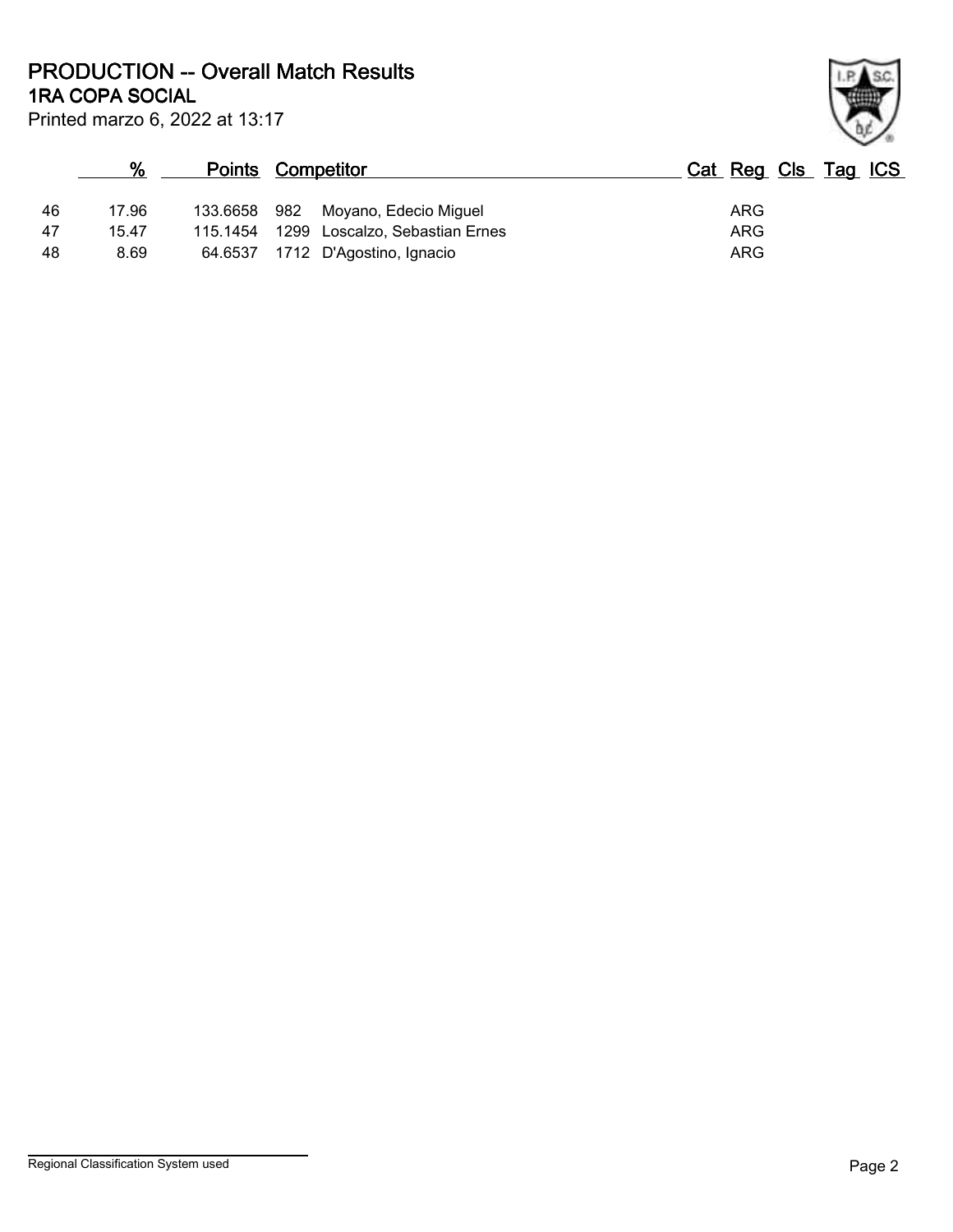# PRODUCTION -- Overall Match Results

## 1RA COPA SOCIAL

Printed marzo 6, 2022 at 13:17

| | % | Points | Competitor | | Cat | Reg | Cls | Tag | ICS |
|---|---|---|---|---|---|---|---|---|---|
| 46 | 17.96 | 133.6658 | 982 | Moyano, Edecio Miguel | | ARG | | | |
| 47 | 15.47 | 115.1454 | 1299 | Loscalzo, Sebastian Ernes | | ARG | | | |
| 48 | 8.69 | 64.6537 | 1712 | D'Agostino, Ignacio | | ARG | | | |

Regional Classification System used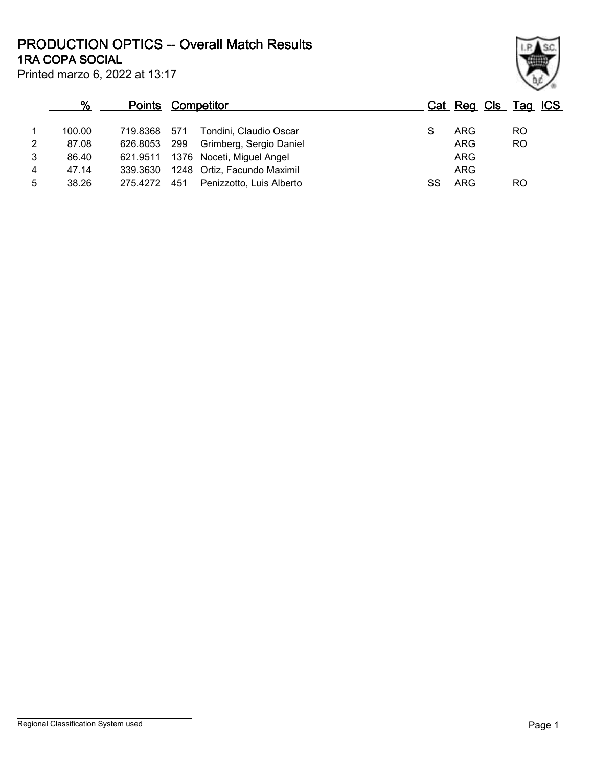# PRODUCTION OPTICS -- Overall Match Results

## 1RA COPA SOCIAL

Printed marzo 6, 2022 at 13:17

| | % | Points | Competitor | | Cat | Reg | Cls | Tag | ICS |
|---|---|---|---|---|---|---|---|---|---|
| 1 | 100.00 | 719.8368 | 571 | Tondini, Claudio Oscar | S | ARG | | RO | |
| 2 | 87.08 | 626.8053 | 299 | Grimberg, Sergio Daniel | | ARG | | RO | |
| 3 | 86.40 | 621.9511 | 1376 | Noceti, Miguel Angel | | ARG | | | |
| 4 | 47.14 | 339.3630 | 1248 | Ortiz, Facundo Maximil | | ARG | | | |
| 5 | 38.26 | 275.4272 | 451 | Penizzotto, Luis Alberto | SS | ARG | | RO | |

Regional Classification System used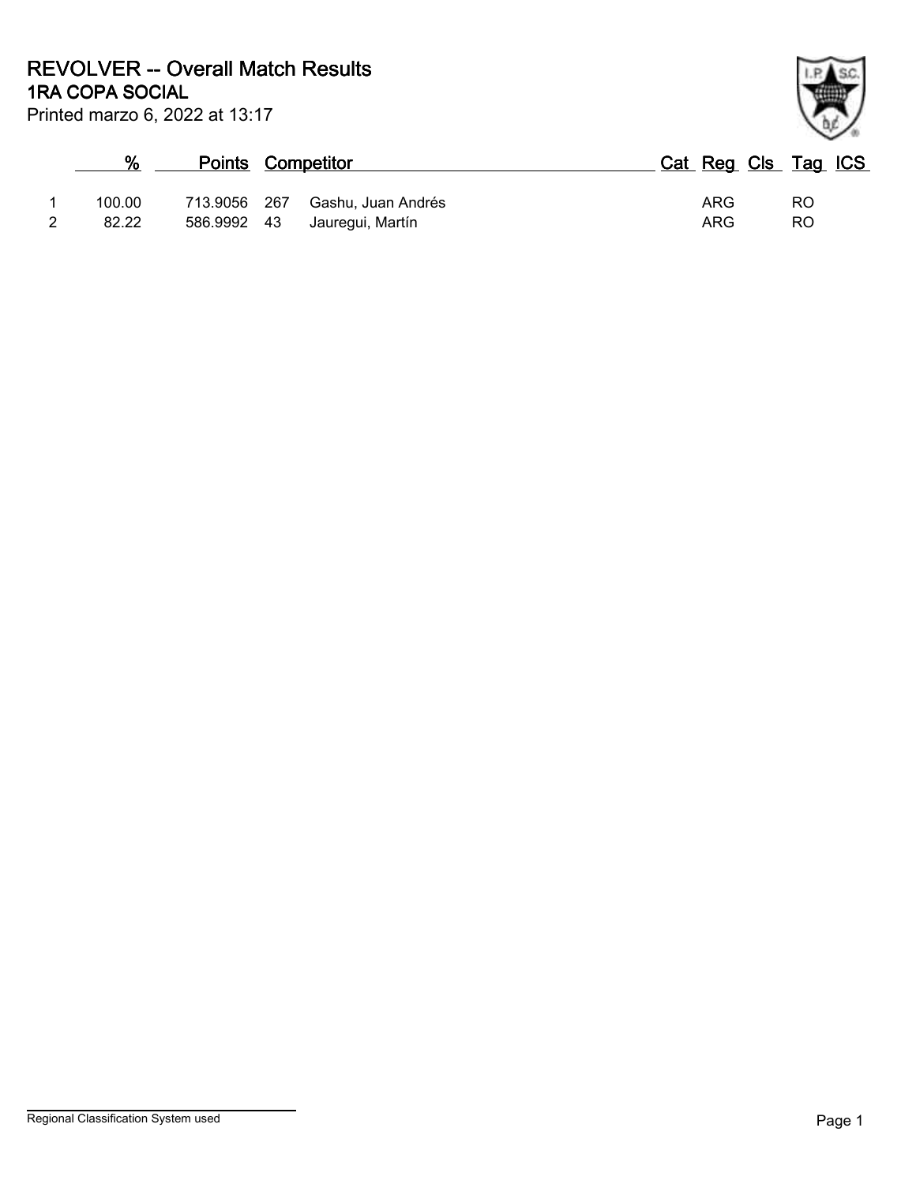# REVOLVER -- Overall Match Results
## 1RA COPA SOCIAL

Printed marzo 6, 2022 at 13:17

| | % | Points | | Competitor | Cat | Reg | Cls | Tag | ICS |
|---|---|---|---|---|---|---|---|---|---|
| 1 | 100.00 | 713.9056 | 267 | Gashu, Juan Andrés | | ARG | | RO | |
| 2 | 82.22 | 586.9992 | 43 | Jauregui, Martín | | ARG | | RO | |

Regional Classification System used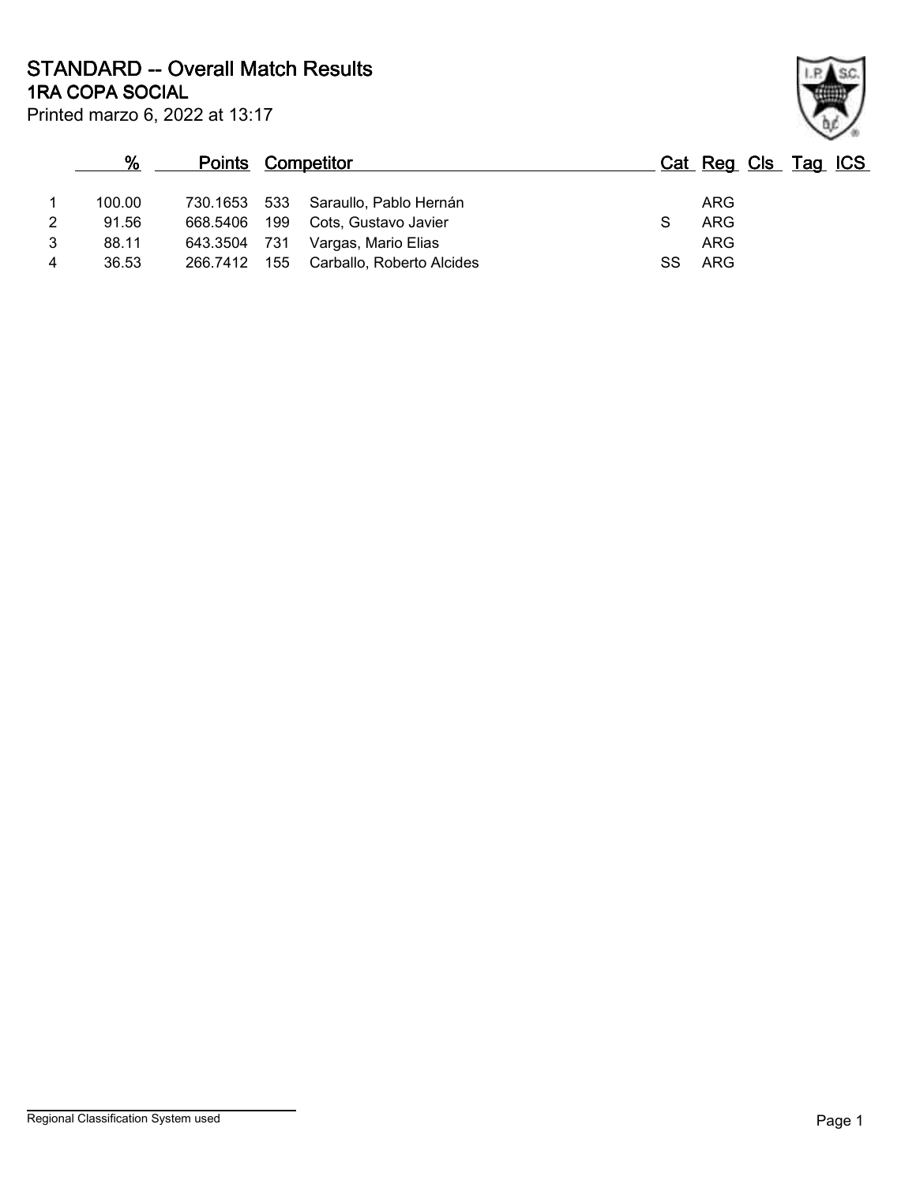# STANDARD -- Overall Match Results

## 1RA COPA SOCIAL

Printed marzo 6, 2022 at 13:17

| | % | Points | | Competitor | Cat | Reg | Cls | Tag | ICS |
|---|---|---|---|---|---|---|---|---|---|
| 1 | 100.00 | 730.1653 | 533 | Saraullo, Pablo Hernán | | ARG | | | |
| 2 | 91.56 | 668.5406 | 199 | Cots, Gustavo Javier | S | ARG | | | |
| 3 | 88.11 | 643.3504 | 731 | Vargas, Mario Elias | | ARG | | | |
| 4 | 36.53 | 266.7412 | 155 | Carballo, Roberto Alcides | SS | ARG | | | |

Regional Classification System used